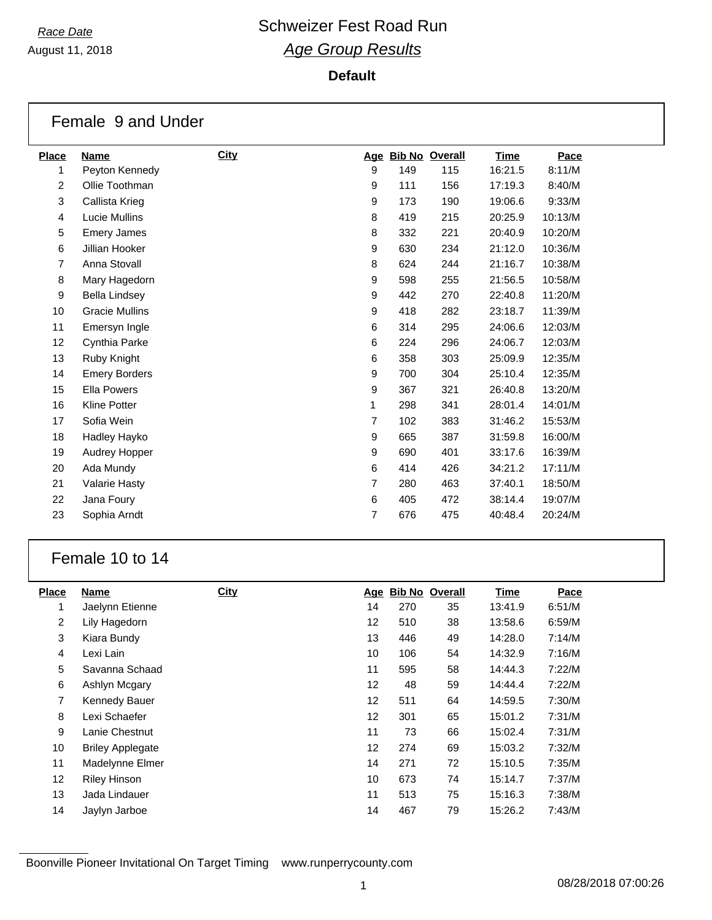*Race Date*
August 11, 2018

# Schweizer Fest Road Run

## *Age Group Results*

**Default**

### Female 9 and Under

| Place | Name | City | Age | Bib No | Overall | Time | Pace |
|---|---|---|---|---|---|---|---|
| 1 | Peyton Kennedy | | 9 | 149 | 115 | 16:21.5 | 8:11/M |
| 2 | Ollie Toothman | | 9 | 111 | 156 | 17:19.3 | 8:40/M |
| 3 | Callista Krieg | | 9 | 173 | 190 | 19:06.6 | 9:33/M |
| 4 | Lucie Mullins | | 8 | 419 | 215 | 20:25.9 | 10:13/M |
| 5 | Emery James | | 8 | 332 | 221 | 20:40.9 | 10:20/M |
| 6 | Jillian Hooker | | 9 | 630 | 234 | 21:12.0 | 10:36/M |
| 7 | Anna Stovall | | 8 | 624 | 244 | 21:16.7 | 10:38/M |
| 8 | Mary Hagedorn | | 9 | 598 | 255 | 21:56.5 | 10:58/M |
| 9 | Bella Lindsey | | 9 | 442 | 270 | 22:40.8 | 11:20/M |
| 10 | Gracie Mullins | | 9 | 418 | 282 | 23:18.7 | 11:39/M |
| 11 | Emersyn Ingle | | 6 | 314 | 295 | 24:06.6 | 12:03/M |
| 12 | Cynthia Parke | | 6 | 224 | 296 | 24:06.7 | 12:03/M |
| 13 | Ruby Knight | | 6 | 358 | 303 | 25:09.9 | 12:35/M |
| 14 | Emery Borders | | 9 | 700 | 304 | 25:10.4 | 12:35/M |
| 15 | Ella Powers | | 9 | 367 | 321 | 26:40.8 | 13:20/M |
| 16 | Kline Potter | | 1 | 298 | 341 | 28:01.4 | 14:01/M |
| 17 | Sofia Wein | | 7 | 102 | 383 | 31:46.2 | 15:53/M |
| 18 | Hadley Hayko | | 9 | 665 | 387 | 31:59.8 | 16:00/M |
| 19 | Audrey Hopper | | 9 | 690 | 401 | 33:17.6 | 16:39/M |
| 20 | Ada Mundy | | 6 | 414 | 426 | 34:21.2 | 17:11/M |
| 21 | Valarie Hasty | | 7 | 280 | 463 | 37:40.1 | 18:50/M |
| 22 | Jana Foury | | 6 | 405 | 472 | 38:14.4 | 19:07/M |
| 23 | Sophia Arndt | | 7 | 676 | 475 | 40:48.4 | 20:24/M |

### Female 10 to 14

| Place | Name | City | Age | Bib No | Overall | Time | Pace |
|---|---|---|---|---|---|---|---|
| 1 | Jaelynn Etienne | | 14 | 270 | 35 | 13:41.9 | 6:51/M |
| 2 | Lily Hagedorn | | 12 | 510 | 38 | 13:58.6 | 6:59/M |
| 3 | Kiara Bundy | | 13 | 446 | 49 | 14:28.0 | 7:14/M |
| 4 | Lexi Lain | | 10 | 106 | 54 | 14:32.9 | 7:16/M |
| 5 | Savanna Schaad | | 11 | 595 | 58 | 14:44.3 | 7:22/M |
| 6 | Ashlyn Mcgary | | 12 | 48 | 59 | 14:44.4 | 7:22/M |
| 7 | Kennedy Bauer | | 12 | 511 | 64 | 14:59.5 | 7:30/M |
| 8 | Lexi Schaefer | | 12 | 301 | 65 | 15:01.2 | 7:31/M |
| 9 | Lanie Chestnut | | 11 | 73 | 66 | 15:02.4 | 7:31/M |
| 10 | Briley Applegate | | 12 | 274 | 69 | 15:03.2 | 7:32/M |
| 11 | Madelynne Elmer | | 14 | 271 | 72 | 15:10.5 | 7:35/M |
| 12 | Riley Hinson | | 10 | 673 | 74 | 15:14.7 | 7:37/M |
| 13 | Jada Lindauer | | 11 | 513 | 75 | 15:16.3 | 7:38/M |
| 14 | Jaylyn Jarboe | | 14 | 467 | 79 | 15:26.2 | 7:43/M |

Boonville Pioneer Invitational On Target Timing www.runperrycounty.com

08/28/2018 07:00:26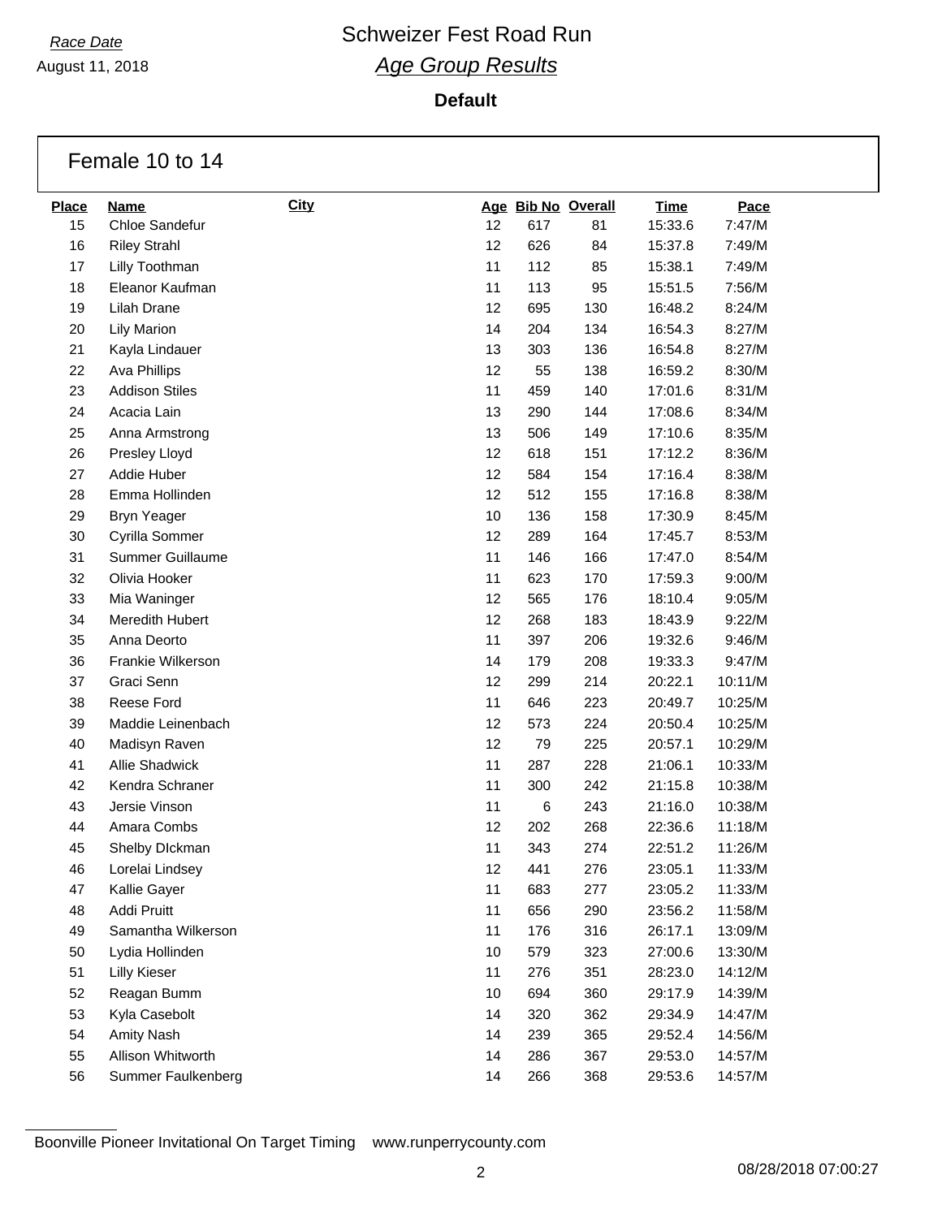*Race Date*
August 11, 2018

# Schweizer Fest Road Run
## *Age Group Results*

**Default**

### Female 10 to 14

| Place | Name | City | Age | Bib No | Overall | Time | Pace |
|---|---|---|---|---|---|---|---|
| 15 | Chloe Sandefur | | 12 | 617 | 81 | 15:33.6 | 7:47/M |
| 16 | Riley Strahl | | 12 | 626 | 84 | 15:37.8 | 7:49/M |
| 17 | Lilly Toothman | | 11 | 112 | 85 | 15:38.1 | 7:49/M |
| 18 | Eleanor Kaufman | | 11 | 113 | 95 | 15:51.5 | 7:56/M |
| 19 | Lilah Drane | | 12 | 695 | 130 | 16:48.2 | 8:24/M |
| 20 | Lily Marion | | 14 | 204 | 134 | 16:54.3 | 8:27/M |
| 21 | Kayla Lindauer | | 13 | 303 | 136 | 16:54.8 | 8:27/M |
| 22 | Ava Phillips | | 12 | 55 | 138 | 16:59.2 | 8:30/M |
| 23 | Addison Stiles | | 11 | 459 | 140 | 17:01.6 | 8:31/M |
| 24 | Acacia Lain | | 13 | 290 | 144 | 17:08.6 | 8:34/M |
| 25 | Anna Armstrong | | 13 | 506 | 149 | 17:10.6 | 8:35/M |
| 26 | Presley Lloyd | | 12 | 618 | 151 | 17:12.2 | 8:36/M |
| 27 | Addie Huber | | 12 | 584 | 154 | 17:16.4 | 8:38/M |
| 28 | Emma Hollinden | | 12 | 512 | 155 | 17:16.8 | 8:38/M |
| 29 | Bryn Yeager | | 10 | 136 | 158 | 17:30.9 | 8:45/M |
| 30 | Cyrilla Sommer | | 12 | 289 | 164 | 17:45.7 | 8:53/M |
| 31 | Summer Guillaume | | 11 | 146 | 166 | 17:47.0 | 8:54/M |
| 32 | Olivia Hooker | | 11 | 623 | 170 | 17:59.3 | 9:00/M |
| 33 | Mia Waninger | | 12 | 565 | 176 | 18:10.4 | 9:05/M |
| 34 | Meredith Hubert | | 12 | 268 | 183 | 18:43.9 | 9:22/M |
| 35 | Anna Deorto | | 11 | 397 | 206 | 19:32.6 | 9:46/M |
| 36 | Frankie Wilkerson | | 14 | 179 | 208 | 19:33.3 | 9:47/M |
| 37 | Graci Senn | | 12 | 299 | 214 | 20:22.1 | 10:11/M |
| 38 | Reese Ford | | 11 | 646 | 223 | 20:49.7 | 10:25/M |
| 39 | Maddie Leinenbach | | 12 | 573 | 224 | 20:50.4 | 10:25/M |
| 40 | Madisyn Raven | | 12 | 79 | 225 | 20:57.1 | 10:29/M |
| 41 | Allie Shadwick | | 11 | 287 | 228 | 21:06.1 | 10:33/M |
| 42 | Kendra Schraner | | 11 | 300 | 242 | 21:15.8 | 10:38/M |
| 43 | Jersie Vinson | | 11 | 6 | 243 | 21:16.0 | 10:38/M |
| 44 | Amara Combs | | 12 | 202 | 268 | 22:36.6 | 11:18/M |
| 45 | Shelby DIckman | | 11 | 343 | 274 | 22:51.2 | 11:26/M |
| 46 | Lorelai Lindsey | | 12 | 441 | 276 | 23:05.1 | 11:33/M |
| 47 | Kallie Gayer | | 11 | 683 | 277 | 23:05.2 | 11:33/M |
| 48 | Addi Pruitt | | 11 | 656 | 290 | 23:56.2 | 11:58/M |
| 49 | Samantha Wilkerson | | 11 | 176 | 316 | 26:17.1 | 13:09/M |
| 50 | Lydia Hollinden | | 10 | 579 | 323 | 27:00.6 | 13:30/M |
| 51 | Lilly Kieser | | 11 | 276 | 351 | 28:23.0 | 14:12/M |
| 52 | Reagan Bumm | | 10 | 694 | 360 | 29:17.9 | 14:39/M |
| 53 | Kyla Casebolt | | 14 | 320 | 362 | 29:34.9 | 14:47/M |
| 54 | Amity Nash | | 14 | 239 | 365 | 29:52.4 | 14:56/M |
| 55 | Allison Whitworth | | 14 | 286 | 367 | 29:53.0 | 14:57/M |
| 56 | Summer Faulkenberg | | 14 | 266 | 368 | 29:53.6 | 14:57/M |

Boonville Pioneer Invitational On Target Timing www.runperrycounty.com

08/28/2018 07:00:27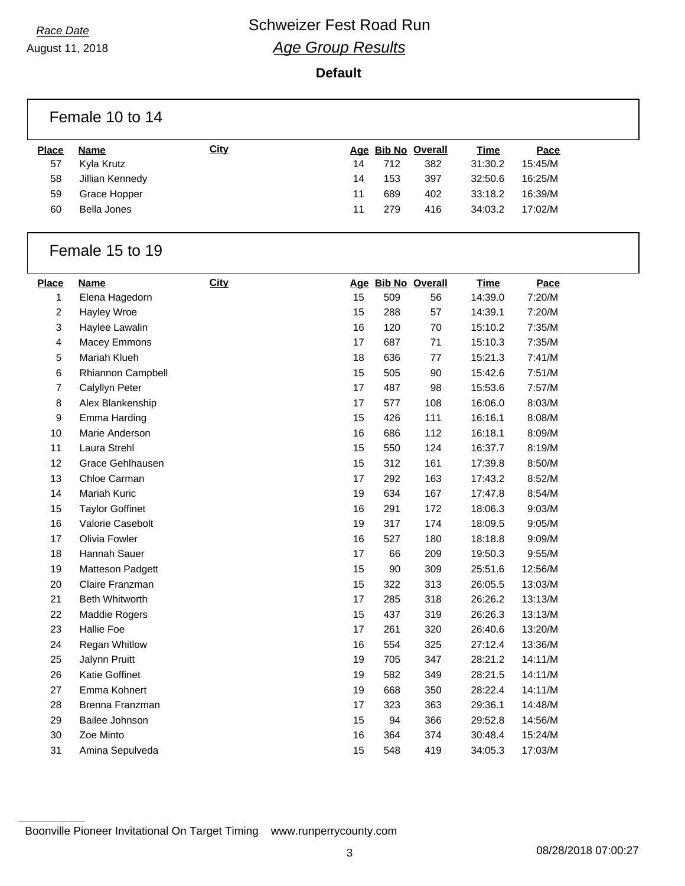Race Date
August 11, 2018

# Schweizer Fest Road Run

## *Age Group Results*

**Default**

### Female 10 to 14

| Place | Name | City | Age | Bib No | Overall | Time | Pace |
|---|---|---|---|---|---|---|---|
| 57 | Kyla Krutz | | 14 | 712 | 382 | 31:30.2 | 15:45/M |
| 58 | Jillian Kennedy | | 14 | 153 | 397 | 32:50.6 | 16:25/M |
| 59 | Grace Hopper | | 11 | 689 | 402 | 33:18.2 | 16:39/M |
| 60 | Bella Jones | | 11 | 279 | 416 | 34:03.2 | 17:02/M |

### Female 15 to 19

| Place | Name | City | Age | Bib No | Overall | Time | Pace |
|---|---|---|---|---|---|---|---|
| 1 | Elena Hagedorn | | 15 | 509 | 56 | 14:39.0 | 7:20/M |
| 2 | Hayley Wroe | | 15 | 288 | 57 | 14:39.1 | 7:20/M |
| 3 | Haylee Lawalin | | 16 | 120 | 70 | 15:10.2 | 7:35/M |
| 4 | Macey Emmons | | 17 | 687 | 71 | 15:10.3 | 7:35/M |
| 5 | Mariah Klueh | | 18 | 636 | 77 | 15:21.3 | 7:41/M |
| 6 | Rhiannon Campbell | | 15 | 505 | 90 | 15:42.6 | 7:51/M |
| 7 | Calyllyn Peter | | 17 | 487 | 98 | 15:53.6 | 7:57/M |
| 8 | Alex Blankenship | | 17 | 577 | 108 | 16:06.0 | 8:03/M |
| 9 | Emma Harding | | 15 | 426 | 111 | 16:16.1 | 8:08/M |
| 10 | Marie Anderson | | 16 | 686 | 112 | 16:18.1 | 8:09/M |
| 11 | Laura Strehl | | 15 | 550 | 124 | 16:37.7 | 8:19/M |
| 12 | Grace Gehlhausen | | 15 | 312 | 161 | 17:39.8 | 8:50/M |
| 13 | Chloe Carman | | 17 | 292 | 163 | 17:43.2 | 8:52/M |
| 14 | Mariah Kuric | | 19 | 634 | 167 | 17:47.8 | 8:54/M |
| 15 | Taylor Goffinet | | 16 | 291 | 172 | 18:06.3 | 9:03/M |
| 16 | Valorie Casebolt | | 19 | 317 | 174 | 18:09.5 | 9:05/M |
| 17 | Olivia Fowler | | 16 | 527 | 180 | 18:18.8 | 9:09/M |
| 18 | Hannah Sauer | | 17 | 66 | 209 | 19:50.3 | 9:55/M |
| 19 | Matteson Padgett | | 15 | 90 | 309 | 25:51.6 | 12:56/M |
| 20 | Claire Franzman | | 15 | 322 | 313 | 26:05.5 | 13:03/M |
| 21 | Beth Whitworth | | 17 | 285 | 318 | 26:26.2 | 13:13/M |
| 22 | Maddie Rogers | | 15 | 437 | 319 | 26:26.3 | 13:13/M |
| 23 | Hallie Foe | | 17 | 261 | 320 | 26:40.6 | 13:20/M |
| 24 | Regan Whitlow | | 16 | 554 | 325 | 27:12.4 | 13:36/M |
| 25 | Jalynn Pruitt | | 19 | 705 | 347 | 28:21.2 | 14:11/M |
| 26 | Katie Goffinet | | 19 | 582 | 349 | 28:21.5 | 14:11/M |
| 27 | Emma Kohnert | | 19 | 668 | 350 | 28:22.4 | 14:11/M |
| 28 | Brenna Franzman | | 17 | 323 | 363 | 29:36.1 | 14:48/M |
| 29 | Bailee Johnson | | 15 | 94 | 366 | 29:52.8 | 14:56/M |
| 30 | Zoe Minto | | 16 | 364 | 374 | 30:48.4 | 15:24/M |
| 31 | Amina Sepulveda | | 15 | 548 | 419 | 34:05.3 | 17:03/M |

Boonville Pioneer Invitational On Target Timing www.runperrycounty.com

08/28/2018 07:00:27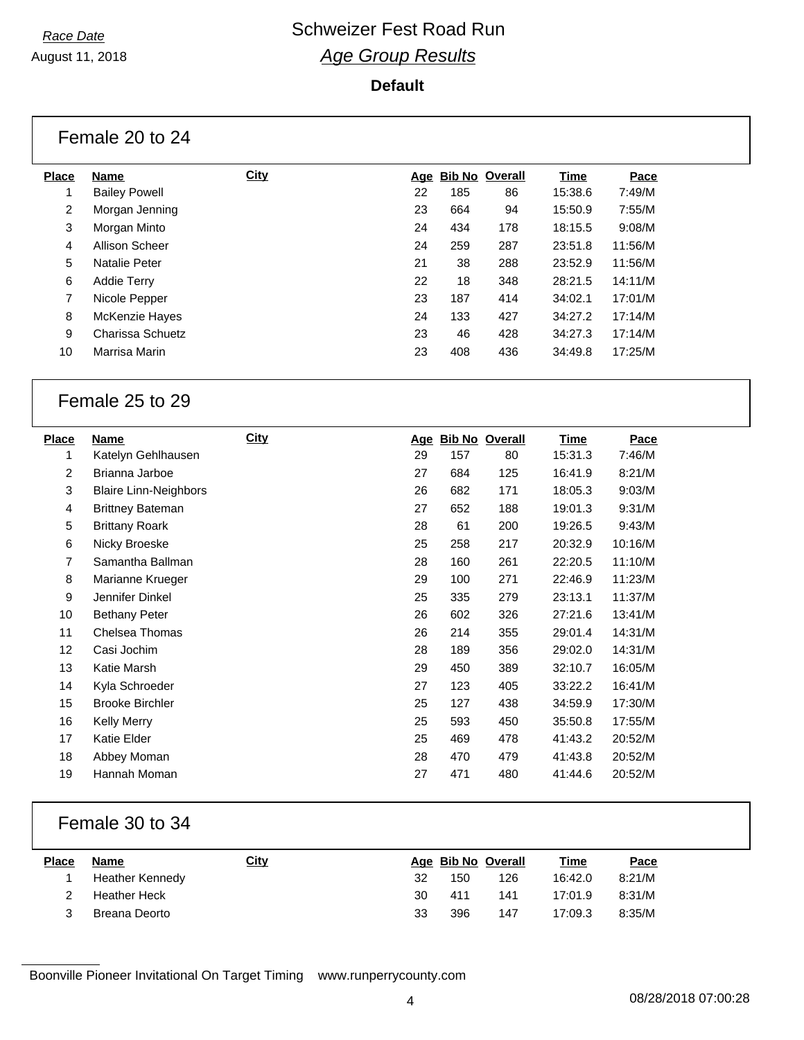# Schweizer Fest Road Run

*Race Date*
August 11, 2018

## *Age Group Results*

**Default**

### Female 20 to 24

| Place | Name | City | Age | Bib No | Overall | Time | Pace |
|---|---|---|---|---|---|---|---|
| 1 | Bailey Powell | | 22 | 185 | 86 | 15:38.6 | 7:49/M |
| 2 | Morgan Jenning | | 23 | 664 | 94 | 15:50.9 | 7:55/M |
| 3 | Morgan Minto | | 24 | 434 | 178 | 18:15.5 | 9:08/M |
| 4 | Allison Scheer | | 24 | 259 | 287 | 23:51.8 | 11:56/M |
| 5 | Natalie Peter | | 21 | 38 | 288 | 23:52.9 | 11:56/M |
| 6 | Addie Terry | | 22 | 18 | 348 | 28:21.5 | 14:11/M |
| 7 | Nicole Pepper | | 23 | 187 | 414 | 34:02.1 | 17:01/M |
| 8 | McKenzie Hayes | | 24 | 133 | 427 | 34:27.2 | 17:14/M |
| 9 | Charissa Schuetz | | 23 | 46 | 428 | 34:27.3 | 17:14/M |
| 10 | Marrisa Marin | | 23 | 408 | 436 | 34:49.8 | 17:25/M |

### Female 25 to 29

| Place | Name | City | Age | Bib No | Overall | Time | Pace |
|---|---|---|---|---|---|---|---|
| 1 | Katelyn Gehlhausen | | 29 | 157 | 80 | 15:31.3 | 7:46/M |
| 2 | Brianna Jarboe | | 27 | 684 | 125 | 16:41.9 | 8:21/M |
| 3 | Blaire Linn-Neighbors | | 26 | 682 | 171 | 18:05.3 | 9:03/M |
| 4 | Brittney Bateman | | 27 | 652 | 188 | 19:01.3 | 9:31/M |
| 5 | Brittany Roark | | 28 | 61 | 200 | 19:26.5 | 9:43/M |
| 6 | Nicky Broeske | | 25 | 258 | 217 | 20:32.9 | 10:16/M |
| 7 | Samantha Ballman | | 28 | 160 | 261 | 22:20.5 | 11:10/M |
| 8 | Marianne Krueger | | 29 | 100 | 271 | 22:46.9 | 11:23/M |
| 9 | Jennifer Dinkel | | 25 | 335 | 279 | 23:13.1 | 11:37/M |
| 10 | Bethany Peter | | 26 | 602 | 326 | 27:21.6 | 13:41/M |
| 11 | Chelsea Thomas | | 26 | 214 | 355 | 29:01.4 | 14:31/M |
| 12 | Casi Jochim | | 28 | 189 | 356 | 29:02.0 | 14:31/M |
| 13 | Katie Marsh | | 29 | 450 | 389 | 32:10.7 | 16:05/M |
| 14 | Kyla Schroeder | | 27 | 123 | 405 | 33:22.2 | 16:41/M |
| 15 | Brooke Birchler | | 25 | 127 | 438 | 34:59.9 | 17:30/M |
| 16 | Kelly Merry | | 25 | 593 | 450 | 35:50.8 | 17:55/M |
| 17 | Katie Elder | | 25 | 469 | 478 | 41:43.2 | 20:52/M |
| 18 | Abbey Moman | | 28 | 470 | 479 | 41:43.8 | 20:52/M |
| 19 | Hannah Moman | | 27 | 471 | 480 | 41:44.6 | 20:52/M |

### Female 30 to 34

| Place | Name | City | Age | Bib No | Overall | Time | Pace |
|---|---|---|---|---|---|---|---|
| 1 | Heather Kennedy | | 32 | 150 | 126 | 16:42.0 | 8:21/M |
| 2 | Heather Heck | | 30 | 411 | 141 | 17:01.9 | 8:31/M |
| 3 | Breana Deorto | | 33 | 396 | 147 | 17:09.3 | 8:35/M |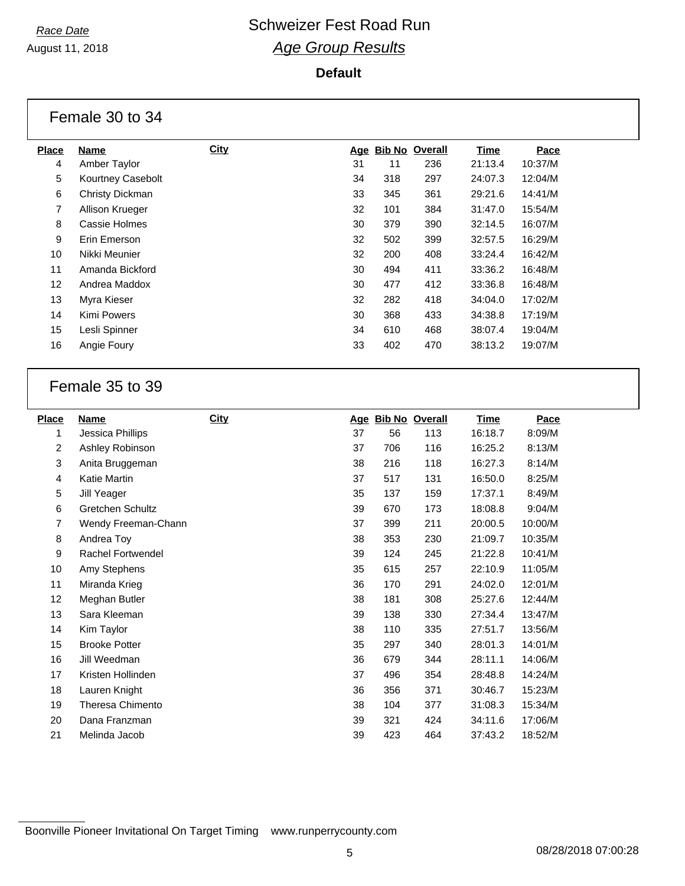*Race Date*

August 11, 2018

# Schweizer Fest Road Run

## *Age Group Results*

**Default**

### Female 30 to 34

| Place | Name | City | Age | Bib No | Overall | Time | Pace |
|---|---|---|---|---|---|---|---|
| 4 | Amber Taylor | | 31 | 11 | 236 | 21:13.4 | 10:37/M |
| 5 | Kourtney Casebolt | | 34 | 318 | 297 | 24:07.3 | 12:04/M |
| 6 | Christy Dickman | | 33 | 345 | 361 | 29:21.6 | 14:41/M |
| 7 | Allison Krueger | | 32 | 101 | 384 | 31:47.0 | 15:54/M |
| 8 | Cassie Holmes | | 30 | 379 | 390 | 32:14.5 | 16:07/M |
| 9 | Erin Emerson | | 32 | 502 | 399 | 32:57.5 | 16:29/M |
| 10 | Nikki Meunier | | 32 | 200 | 408 | 33:24.4 | 16:42/M |
| 11 | Amanda Bickford | | 30 | 494 | 411 | 33:36.2 | 16:48/M |
| 12 | Andrea Maddox | | 30 | 477 | 412 | 33:36.8 | 16:48/M |
| 13 | Myra Kieser | | 32 | 282 | 418 | 34:04.0 | 17:02/M |
| 14 | Kimi Powers | | 30 | 368 | 433 | 34:38.8 | 17:19/M |
| 15 | Lesli Spinner | | 34 | 610 | 468 | 38:07.4 | 19:04/M |
| 16 | Angie Foury | | 33 | 402 | 470 | 38:13.2 | 19:07/M |

### Female 35 to 39

| Place | Name | City | Age | Bib No | Overall | Time | Pace |
|---|---|---|---|---|---|---|---|
| 1 | Jessica Phillips | | 37 | 56 | 113 | 16:18.7 | 8:09/M |
| 2 | Ashley Robinson | | 37 | 706 | 116 | 16:25.2 | 8:13/M |
| 3 | Anita Bruggeman | | 38 | 216 | 118 | 16:27.3 | 8:14/M |
| 4 | Katie Martin | | 37 | 517 | 131 | 16:50.0 | 8:25/M |
| 5 | Jill Yeager | | 35 | 137 | 159 | 17:37.1 | 8:49/M |
| 6 | Gretchen Schultz | | 39 | 670 | 173 | 18:08.8 | 9:04/M |
| 7 | Wendy Freeman-Chann | | 37 | 399 | 211 | 20:00.5 | 10:00/M |
| 8 | Andrea Toy | | 38 | 353 | 230 | 21:09.7 | 10:35/M |
| 9 | Rachel Fortwendel | | 39 | 124 | 245 | 21:22.8 | 10:41/M |
| 10 | Amy Stephens | | 35 | 615 | 257 | 22:10.9 | 11:05/M |
| 11 | Miranda Krieg | | 36 | 170 | 291 | 24:02.0 | 12:01/M |
| 12 | Meghan Butler | | 38 | 181 | 308 | 25:27.6 | 12:44/M |
| 13 | Sara Kleeman | | 39 | 138 | 330 | 27:34.4 | 13:47/M |
| 14 | Kim Taylor | | 38 | 110 | 335 | 27:51.7 | 13:56/M |
| 15 | Brooke Potter | | 35 | 297 | 340 | 28:01.3 | 14:01/M |
| 16 | Jill Weedman | | 36 | 679 | 344 | 28:11.1 | 14:06/M |
| 17 | Kristen Hollinden | | 37 | 496 | 354 | 28:48.8 | 14:24/M |
| 18 | Lauren Knight | | 36 | 356 | 371 | 30:46.7 | 15:23/M |
| 19 | Theresa Chimento | | 38 | 104 | 377 | 31:08.3 | 15:34/M |
| 20 | Dana Franzman | | 39 | 321 | 424 | 34:11.6 | 17:06/M |
| 21 | Melinda Jacob | | 39 | 423 | 464 | 37:43.2 | 18:52/M |

Boonville Pioneer Invitational On Target Timing www.runperrycounty.com

08/28/2018 07:00:28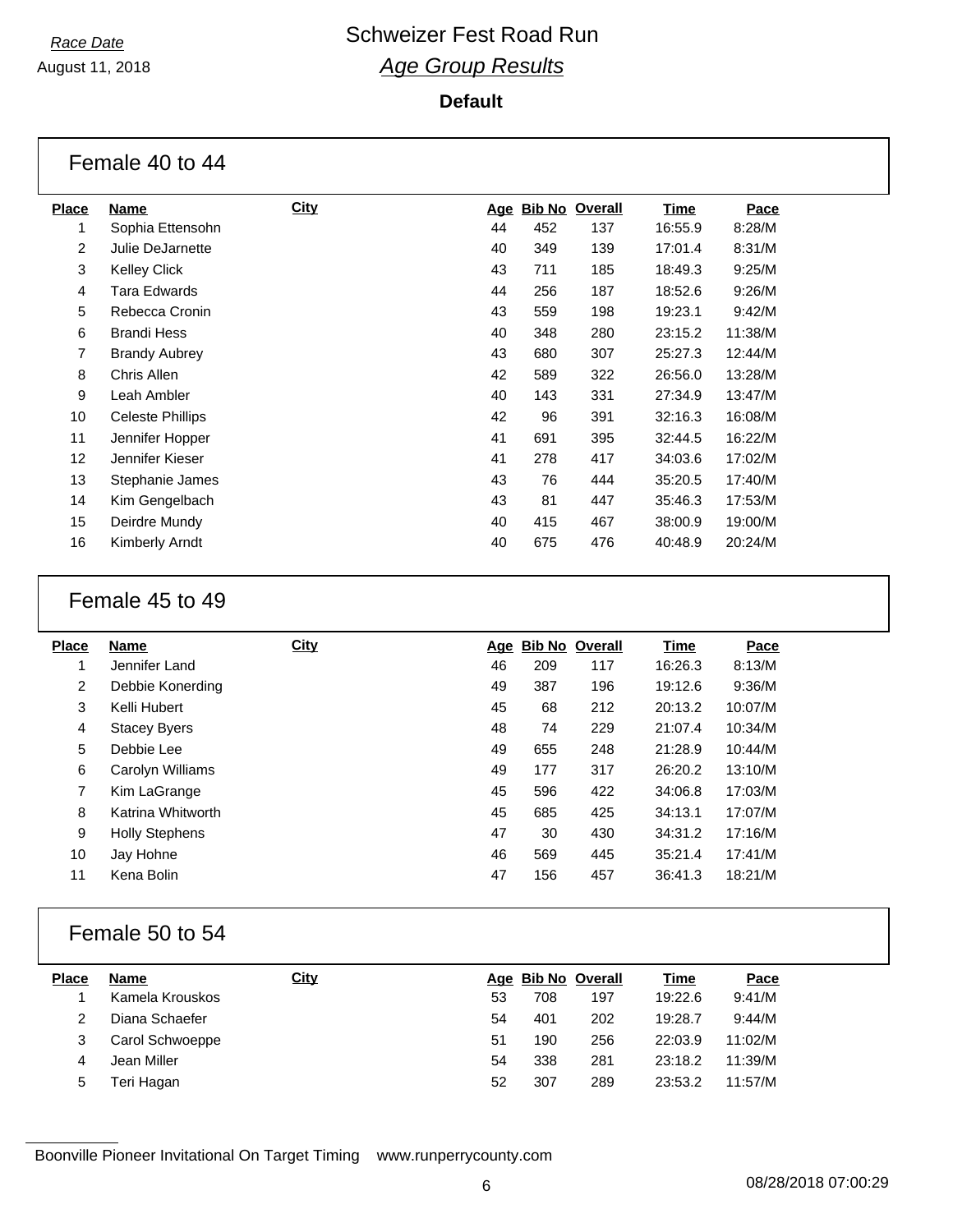*Race Date*

August 11, 2018

# Schweizer Fest Road Run

## *Age Group Results*

**Default**

### Female 40 to 44

| Place | Name | City | Age | Bib No | Overall | Time | Pace |
|---|---|---|---|---|---|---|---|
| 1 | Sophia Ettensohn | | 44 | 452 | 137 | 16:55.9 | 8:28/M |
| 2 | Julie DeJarnette | | 40 | 349 | 139 | 17:01.4 | 8:31/M |
| 3 | Kelley Click | | 43 | 711 | 185 | 18:49.3 | 9:25/M |
| 4 | Tara Edwards | | 44 | 256 | 187 | 18:52.6 | 9:26/M |
| 5 | Rebecca Cronin | | 43 | 559 | 198 | 19:23.1 | 9:42/M |
| 6 | Brandi Hess | | 40 | 348 | 280 | 23:15.2 | 11:38/M |
| 7 | Brandy Aubrey | | 43 | 680 | 307 | 25:27.3 | 12:44/M |
| 8 | Chris Allen | | 42 | 589 | 322 | 26:56.0 | 13:28/M |
| 9 | Leah Ambler | | 40 | 143 | 331 | 27:34.9 | 13:47/M |
| 10 | Celeste Phillips | | 42 | 96 | 391 | 32:16.3 | 16:08/M |
| 11 | Jennifer Hopper | | 41 | 691 | 395 | 32:44.5 | 16:22/M |
| 12 | Jennifer Kieser | | 41 | 278 | 417 | 34:03.6 | 17:02/M |
| 13 | Stephanie James | | 43 | 76 | 444 | 35:20.5 | 17:40/M |
| 14 | Kim Gengelbach | | 43 | 81 | 447 | 35:46.3 | 17:53/M |
| 15 | Deirdre Mundy | | 40 | 415 | 467 | 38:00.9 | 19:00/M |
| 16 | Kimberly Arndt | | 40 | 675 | 476 | 40:48.9 | 20:24/M |

### Female 45 to 49

| Place | Name | City | Age | Bib No | Overall | Time | Pace |
|---|---|---|---|---|---|---|---|
| 1 | Jennifer Land | | 46 | 209 | 117 | 16:26.3 | 8:13/M |
| 2 | Debbie Konerding | | 49 | 387 | 196 | 19:12.6 | 9:36/M |
| 3 | Kelli Hubert | | 45 | 68 | 212 | 20:13.2 | 10:07/M |
| 4 | Stacey Byers | | 48 | 74 | 229 | 21:07.4 | 10:34/M |
| 5 | Debbie Lee | | 49 | 655 | 248 | 21:28.9 | 10:44/M |
| 6 | Carolyn Williams | | 49 | 177 | 317 | 26:20.2 | 13:10/M |
| 7 | Kim LaGrange | | 45 | 596 | 422 | 34:06.8 | 17:03/M |
| 8 | Katrina Whitworth | | 45 | 685 | 425 | 34:13.1 | 17:07/M |
| 9 | Holly Stephens | | 47 | 30 | 430 | 34:31.2 | 17:16/M |
| 10 | Jay Hohne | | 46 | 569 | 445 | 35:21.4 | 17:41/M |
| 11 | Kena Bolin | | 47 | 156 | 457 | 36:41.3 | 18:21/M |

### Female 50 to 54

| Place | Name | City | Age | Bib No | Overall | Time | Pace |
|---|---|---|---|---|---|---|---|
| 1 | Kamela Krouskos | | 53 | 708 | 197 | 19:22.6 | 9:41/M |
| 2 | Diana Schaefer | | 54 | 401 | 202 | 19:28.7 | 9:44/M |
| 3 | Carol Schwoeppe | | 51 | 190 | 256 | 22:03.9 | 11:02/M |
| 4 | Jean Miller | | 54 | 338 | 281 | 23:18.2 | 11:39/M |
| 5 | Teri Hagan | | 52 | 307 | 289 | 23:53.2 | 11:57/M |

Boonville Pioneer Invitational On Target Timing www.runperrycounty.com

08/28/2018 07:00:29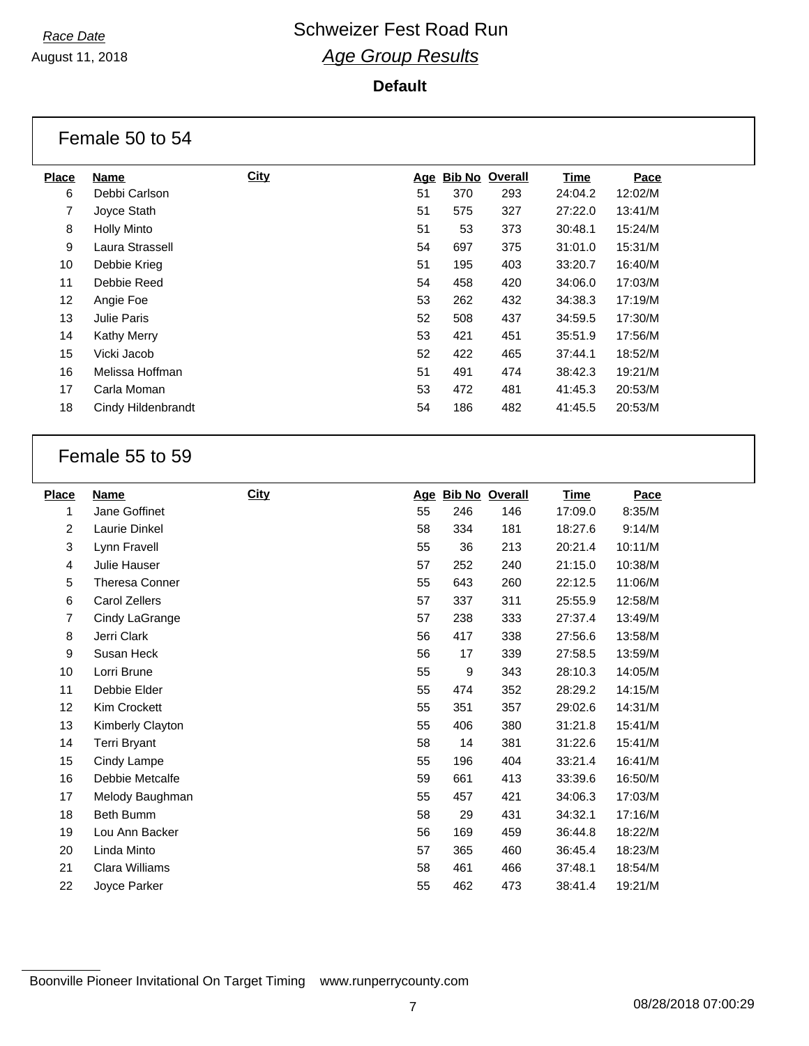*Race Date*

August 11, 2018

# Schweizer Fest Road Run

## *Age Group Results*

**Default**

### Female 50 to 54

| Place | Name | City | Age | Bib No | Overall | Time | Pace |
|---|---|---|---|---|---|---|---|
| 6 | Debbi Carlson | | 51 | 370 | 293 | 24:04.2 | 12:02/M |
| 7 | Joyce Stath | | 51 | 575 | 327 | 27:22.0 | 13:41/M |
| 8 | Holly Minto | | 51 | 53 | 373 | 30:48.1 | 15:24/M |
| 9 | Laura Strassell | | 54 | 697 | 375 | 31:01.0 | 15:31/M |
| 10 | Debbie Krieg | | 51 | 195 | 403 | 33:20.7 | 16:40/M |
| 11 | Debbie Reed | | 54 | 458 | 420 | 34:06.0 | 17:03/M |
| 12 | Angie Foe | | 53 | 262 | 432 | 34:38.3 | 17:19/M |
| 13 | Julie Paris | | 52 | 508 | 437 | 34:59.5 | 17:30/M |
| 14 | Kathy Merry | | 53 | 421 | 451 | 35:51.9 | 17:56/M |
| 15 | Vicki Jacob | | 52 | 422 | 465 | 37:44.1 | 18:52/M |
| 16 | Melissa Hoffman | | 51 | 491 | 474 | 38:42.3 | 19:21/M |
| 17 | Carla Moman | | 53 | 472 | 481 | 41:45.3 | 20:53/M |
| 18 | Cindy Hildenbrandt | | 54 | 186 | 482 | 41:45.5 | 20:53/M |

### Female 55 to 59

| Place | Name | City | Age | Bib No | Overall | Time | Pace |
|---|---|---|---|---|---|---|---|
| 1 | Jane Goffinet | | 55 | 246 | 146 | 17:09.0 | 8:35/M |
| 2 | Laurie Dinkel | | 58 | 334 | 181 | 18:27.6 | 9:14/M |
| 3 | Lynn Fravell | | 55 | 36 | 213 | 20:21.4 | 10:11/M |
| 4 | Julie Hauser | | 57 | 252 | 240 | 21:15.0 | 10:38/M |
| 5 | Theresa Conner | | 55 | 643 | 260 | 22:12.5 | 11:06/M |
| 6 | Carol Zellers | | 57 | 337 | 311 | 25:55.9 | 12:58/M |
| 7 | Cindy LaGrange | | 57 | 238 | 333 | 27:37.4 | 13:49/M |
| 8 | Jerri Clark | | 56 | 417 | 338 | 27:56.6 | 13:58/M |
| 9 | Susan Heck | | 56 | 17 | 339 | 27:58.5 | 13:59/M |
| 10 | Lorri Brune | | 55 | 9 | 343 | 28:10.3 | 14:05/M |
| 11 | Debbie Elder | | 55 | 474 | 352 | 28:29.2 | 14:15/M |
| 12 | Kim Crockett | | 55 | 351 | 357 | 29:02.6 | 14:31/M |
| 13 | Kimberly Clayton | | 55 | 406 | 380 | 31:21.8 | 15:41/M |
| 14 | Terri Bryant | | 58 | 14 | 381 | 31:22.6 | 15:41/M |
| 15 | Cindy Lampe | | 55 | 196 | 404 | 33:21.4 | 16:41/M |
| 16 | Debbie Metcalfe | | 59 | 661 | 413 | 33:39.6 | 16:50/M |
| 17 | Melody Baughman | | 55 | 457 | 421 | 34:06.3 | 17:03/M |
| 18 | Beth Bumm | | 58 | 29 | 431 | 34:32.1 | 17:16/M |
| 19 | Lou Ann Backer | | 56 | 169 | 459 | 36:44.8 | 18:22/M |
| 20 | Linda Minto | | 57 | 365 | 460 | 36:45.4 | 18:23/M |
| 21 | Clara Williams | | 58 | 461 | 466 | 37:48.1 | 18:54/M |
| 22 | Joyce Parker | | 55 | 462 | 473 | 38:41.4 | 19:21/M |

Boonville Pioneer Invitational On Target Timing www.runperrycounty.com

08/28/2018 07:00:29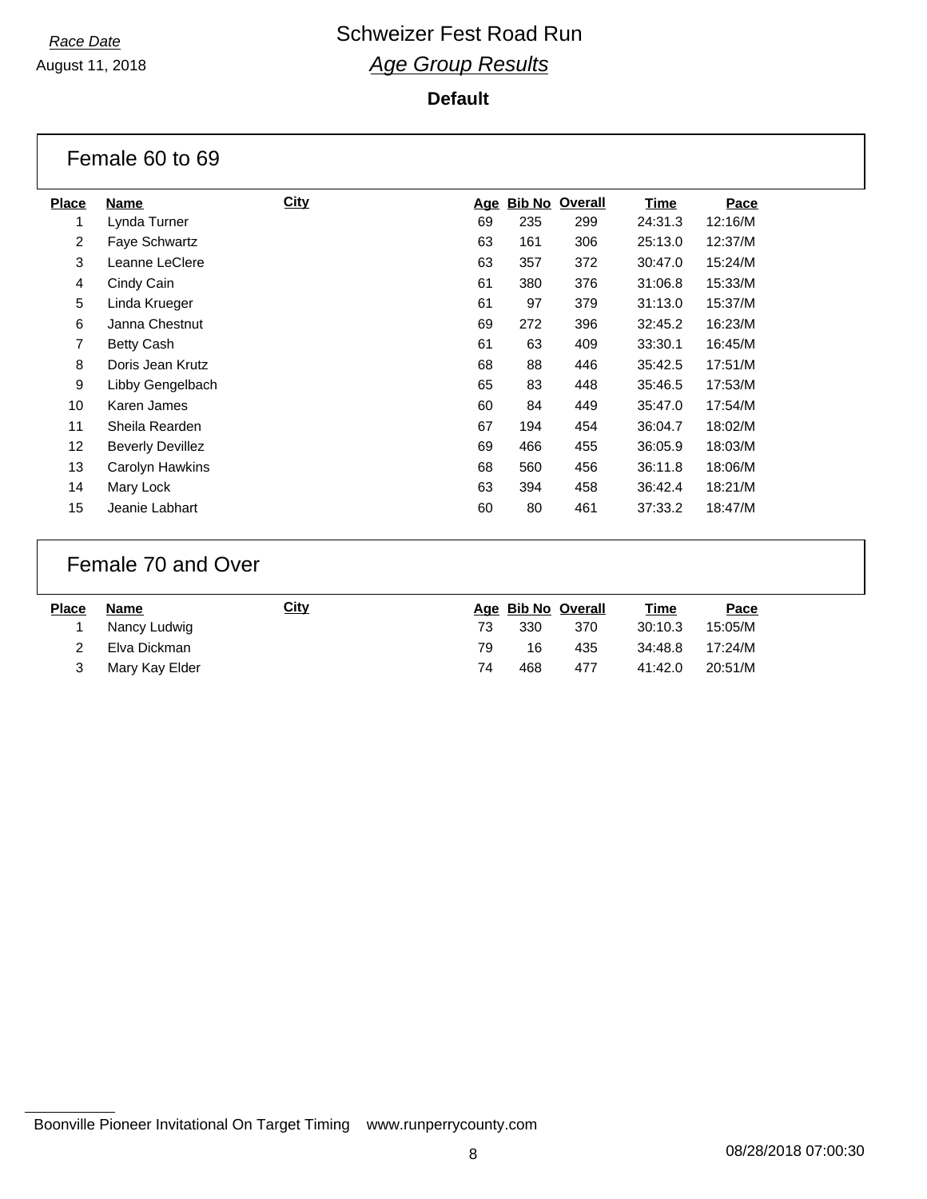*Race Date*
August 11, 2018

# Schweizer Fest Road Run
## *Age Group Results*

**Default**

### Female 60 to 69

| Place | Name | City | Age | Bib No | Overall | Time | Pace |
|---|---|---|---|---|---|---|---|
| 1 | Lynda Turner | | 69 | 235 | 299 | 24:31.3 | 12:16/M |
| 2 | Faye Schwartz | | 63 | 161 | 306 | 25:13.0 | 12:37/M |
| 3 | Leanne LeClere | | 63 | 357 | 372 | 30:47.0 | 15:24/M |
| 4 | Cindy Cain | | 61 | 380 | 376 | 31:06.8 | 15:33/M |
| 5 | Linda Krueger | | 61 | 97 | 379 | 31:13.0 | 15:37/M |
| 6 | Janna Chestnut | | 69 | 272 | 396 | 32:45.2 | 16:23/M |
| 7 | Betty Cash | | 61 | 63 | 409 | 33:30.1 | 16:45/M |
| 8 | Doris Jean Krutz | | 68 | 88 | 446 | 35:42.5 | 17:51/M |
| 9 | Libby Gengelbach | | 65 | 83 | 448 | 35:46.5 | 17:53/M |
| 10 | Karen James | | 60 | 84 | 449 | 35:47.0 | 17:54/M |
| 11 | Sheila Rearden | | 67 | 194 | 454 | 36:04.7 | 18:02/M |
| 12 | Beverly Devillez | | 69 | 466 | 455 | 36:05.9 | 18:03/M |
| 13 | Carolyn Hawkins | | 68 | 560 | 456 | 36:11.8 | 18:06/M |
| 14 | Mary Lock | | 63 | 394 | 458 | 36:42.4 | 18:21/M |
| 15 | Jeanie Labhart | | 60 | 80 | 461 | 37:33.2 | 18:47/M |

### Female 70 and Over

| Place | Name | City | Age | Bib No | Overall | Time | Pace |
|---|---|---|---|---|---|---|---|
| 1 | Nancy Ludwig | | 73 | 330 | 370 | 30:10.3 | 15:05/M |
| 2 | Elva Dickman | | 79 | 16 | 435 | 34:48.8 | 17:24/M |
| 3 | Mary Kay Elder | | 74 | 468 | 477 | 41:42.0 | 20:51/M |

Boonville Pioneer Invitational On Target Timing www.runperrycounty.com

08/28/2018 07:00:30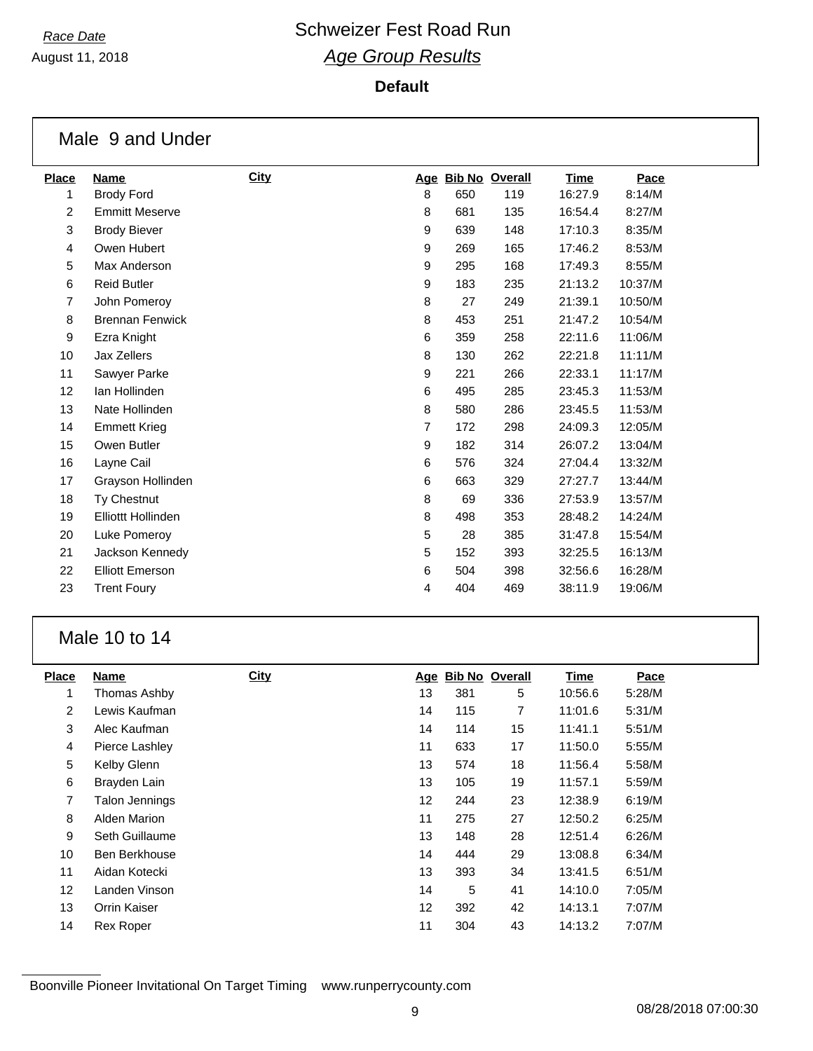*Race Date*

August 11, 2018

# Schweizer Fest Road Run

## *Age Group Results*

**Default**

### Male 9 and Under

| Place | Name | City | Age | Bib No | Overall | Time | Pace |
|---|---|---|---|---|---|---|---|
| 1 | Brody Ford | | 8 | 650 | 119 | 16:27.9 | 8:14/M |
| 2 | Emmitt Meserve | | 8 | 681 | 135 | 16:54.4 | 8:27/M |
| 3 | Brody Biever | | 9 | 639 | 148 | 17:10.3 | 8:35/M |
| 4 | Owen Hubert | | 9 | 269 | 165 | 17:46.2 | 8:53/M |
| 5 | Max Anderson | | 9 | 295 | 168 | 17:49.3 | 8:55/M |
| 6 | Reid Butler | | 9 | 183 | 235 | 21:13.2 | 10:37/M |
| 7 | John Pomeroy | | 8 | 27 | 249 | 21:39.1 | 10:50/M |
| 8 | Brennan Fenwick | | 8 | 453 | 251 | 21:47.2 | 10:54/M |
| 9 | Ezra Knight | | 6 | 359 | 258 | 22:11.6 | 11:06/M |
| 10 | Jax Zellers | | 8 | 130 | 262 | 22:21.8 | 11:11/M |
| 11 | Sawyer Parke | | 9 | 221 | 266 | 22:33.1 | 11:17/M |
| 12 | Ian Hollinden | | 6 | 495 | 285 | 23:45.3 | 11:53/M |
| 13 | Nate Hollinden | | 8 | 580 | 286 | 23:45.5 | 11:53/M |
| 14 | Emmett Krieg | | 7 | 172 | 298 | 24:09.3 | 12:05/M |
| 15 | Owen Butler | | 9 | 182 | 314 | 26:07.2 | 13:04/M |
| 16 | Layne Cail | | 6 | 576 | 324 | 27:04.4 | 13:32/M |
| 17 | Grayson Hollinden | | 6 | 663 | 329 | 27:27.7 | 13:44/M |
| 18 | Ty Chestnut | | 8 | 69 | 336 | 27:53.9 | 13:57/M |
| 19 | Elliottt Hollinden | | 8 | 498 | 353 | 28:48.2 | 14:24/M |
| 20 | Luke Pomeroy | | 5 | 28 | 385 | 31:47.8 | 15:54/M |
| 21 | Jackson Kennedy | | 5 | 152 | 393 | 32:25.5 | 16:13/M |
| 22 | Elliott Emerson | | 6 | 504 | 398 | 32:56.6 | 16:28/M |
| 23 | Trent Foury | | 4 | 404 | 469 | 38:11.9 | 19:06/M |

### Male 10 to 14

| Place | Name | City | Age | Bib No | Overall | Time | Pace |
|---|---|---|---|---|---|---|---|
| 1 | Thomas Ashby | | 13 | 381 | 5 | 10:56.6 | 5:28/M |
| 2 | Lewis Kaufman | | 14 | 115 | 7 | 11:01.6 | 5:31/M |
| 3 | Alec Kaufman | | 14 | 114 | 15 | 11:41.1 | 5:51/M |
| 4 | Pierce Lashley | | 11 | 633 | 17 | 11:50.0 | 5:55/M |
| 5 | Kelby Glenn | | 13 | 574 | 18 | 11:56.4 | 5:58/M |
| 6 | Brayden Lain | | 13 | 105 | 19 | 11:57.1 | 5:59/M |
| 7 | Talon Jennings | | 12 | 244 | 23 | 12:38.9 | 6:19/M |
| 8 | Alden Marion | | 11 | 275 | 27 | 12:50.2 | 6:25/M |
| 9 | Seth Guillaume | | 13 | 148 | 28 | 12:51.4 | 6:26/M |
| 10 | Ben Berkhouse | | 14 | 444 | 29 | 13:08.8 | 6:34/M |
| 11 | Aidan Kotecki | | 13 | 393 | 34 | 13:41.5 | 6:51/M |
| 12 | Landen Vinson | | 14 | 5 | 41 | 14:10.0 | 7:05/M |
| 13 | Orrin Kaiser | | 12 | 392 | 42 | 14:13.1 | 7:07/M |
| 14 | Rex Roper | | 11 | 304 | 43 | 14:13.2 | 7:07/M |

Boonville Pioneer Invitational On Target Timing www.runperrycounty.com

08/28/2018 07:00:30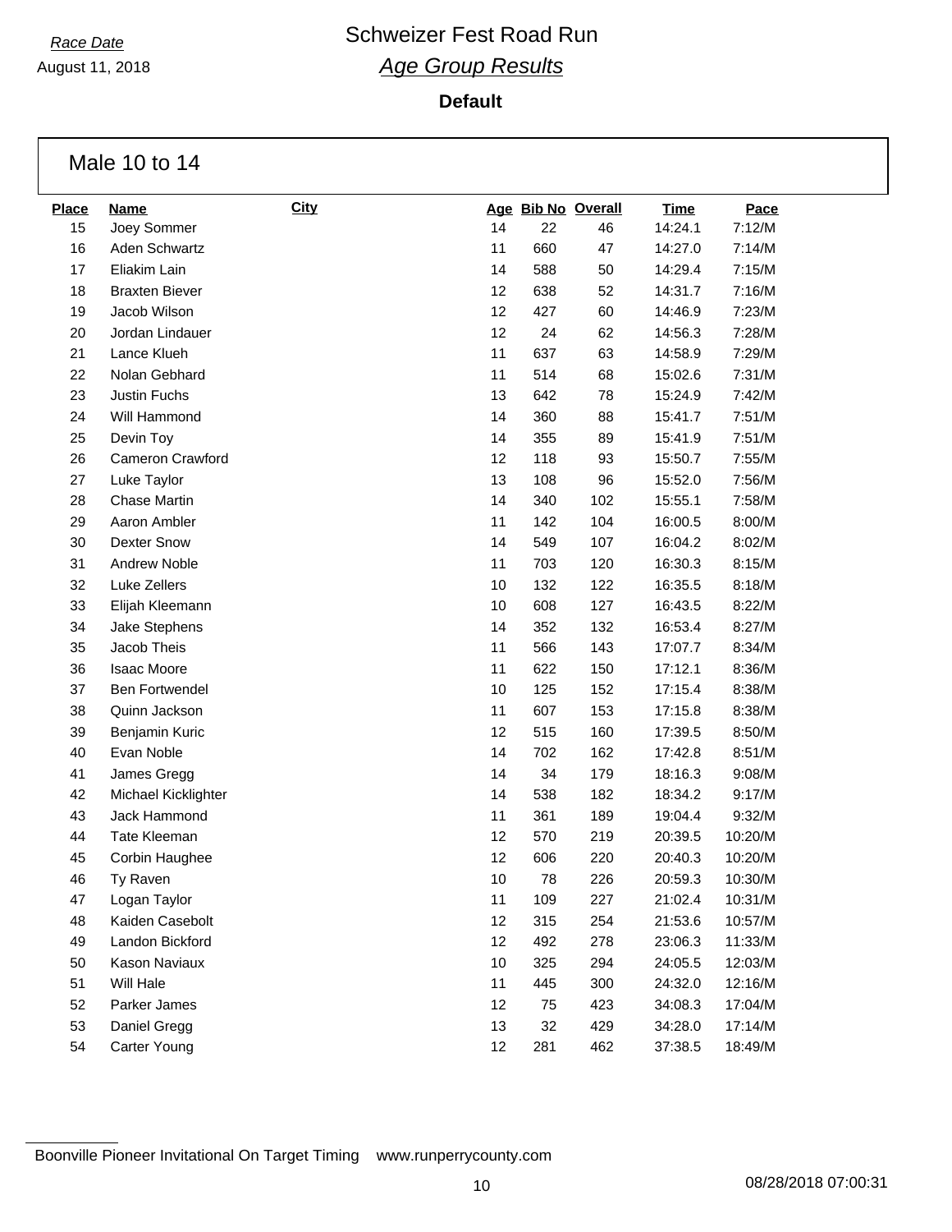*Race Date*
August 11, 2018

# Schweizer Fest Road Run
## *Age Group Results*

**Default**

### Male 10 to 14

| Place | Name | City | Age | Bib No | Overall | Time | Pace |
|---|---|---|---|---|---|---|---|
| 15 | Joey Sommer | | 14 | 22 | 46 | 14:24.1 | 7:12/M |
| 16 | Aden Schwartz | | 11 | 660 | 47 | 14:27.0 | 7:14/M |
| 17 | Eliakim Lain | | 14 | 588 | 50 | 14:29.4 | 7:15/M |
| 18 | Braxten Biever | | 12 | 638 | 52 | 14:31.7 | 7:16/M |
| 19 | Jacob Wilson | | 12 | 427 | 60 | 14:46.9 | 7:23/M |
| 20 | Jordan Lindauer | | 12 | 24 | 62 | 14:56.3 | 7:28/M |
| 21 | Lance Klueh | | 11 | 637 | 63 | 14:58.9 | 7:29/M |
| 22 | Nolan Gebhard | | 11 | 514 | 68 | 15:02.6 | 7:31/M |
| 23 | Justin Fuchs | | 13 | 642 | 78 | 15:24.9 | 7:42/M |
| 24 | Will Hammond | | 14 | 360 | 88 | 15:41.7 | 7:51/M |
| 25 | Devin Toy | | 14 | 355 | 89 | 15:41.9 | 7:51/M |
| 26 | Cameron Crawford | | 12 | 118 | 93 | 15:50.7 | 7:55/M |
| 27 | Luke Taylor | | 13 | 108 | 96 | 15:52.0 | 7:56/M |
| 28 | Chase Martin | | 14 | 340 | 102 | 15:55.1 | 7:58/M |
| 29 | Aaron Ambler | | 11 | 142 | 104 | 16:00.5 | 8:00/M |
| 30 | Dexter Snow | | 14 | 549 | 107 | 16:04.2 | 8:02/M |
| 31 | Andrew Noble | | 11 | 703 | 120 | 16:30.3 | 8:15/M |
| 32 | Luke Zellers | | 10 | 132 | 122 | 16:35.5 | 8:18/M |
| 33 | Elijah Kleemann | | 10 | 608 | 127 | 16:43.5 | 8:22/M |
| 34 | Jake Stephens | | 14 | 352 | 132 | 16:53.4 | 8:27/M |
| 35 | Jacob Theis | | 11 | 566 | 143 | 17:07.7 | 8:34/M |
| 36 | Isaac Moore | | 11 | 622 | 150 | 17:12.1 | 8:36/M |
| 37 | Ben Fortwendel | | 10 | 125 | 152 | 17:15.4 | 8:38/M |
| 38 | Quinn Jackson | | 11 | 607 | 153 | 17:15.8 | 8:38/M |
| 39 | Benjamin Kuric | | 12 | 515 | 160 | 17:39.5 | 8:50/M |
| 40 | Evan Noble | | 14 | 702 | 162 | 17:42.8 | 8:51/M |
| 41 | James Gregg | | 14 | 34 | 179 | 18:16.3 | 9:08/M |
| 42 | Michael Kicklighter | | 14 | 538 | 182 | 18:34.2 | 9:17/M |
| 43 | Jack Hammond | | 11 | 361 | 189 | 19:04.4 | 9:32/M |
| 44 | Tate Kleeman | | 12 | 570 | 219 | 20:39.5 | 10:20/M |
| 45 | Corbin Haughee | | 12 | 606 | 220 | 20:40.3 | 10:20/M |
| 46 | Ty Raven | | 10 | 78 | 226 | 20:59.3 | 10:30/M |
| 47 | Logan Taylor | | 11 | 109 | 227 | 21:02.4 | 10:31/M |
| 48 | Kaiden Casebolt | | 12 | 315 | 254 | 21:53.6 | 10:57/M |
| 49 | Landon Bickford | | 12 | 492 | 278 | 23:06.3 | 11:33/M |
| 50 | Kason Naviaux | | 10 | 325 | 294 | 24:05.5 | 12:03/M |
| 51 | Will Hale | | 11 | 445 | 300 | 24:32.0 | 12:16/M |
| 52 | Parker James | | 12 | 75 | 423 | 34:08.3 | 17:04/M |
| 53 | Daniel Gregg | | 13 | 32 | 429 | 34:28.0 | 17:14/M |
| 54 | Carter Young | | 12 | 281 | 462 | 37:38.5 | 18:49/M |

Boonville Pioneer Invitational On Target Timing www.runperrycounty.com

08/28/2018 07:00:31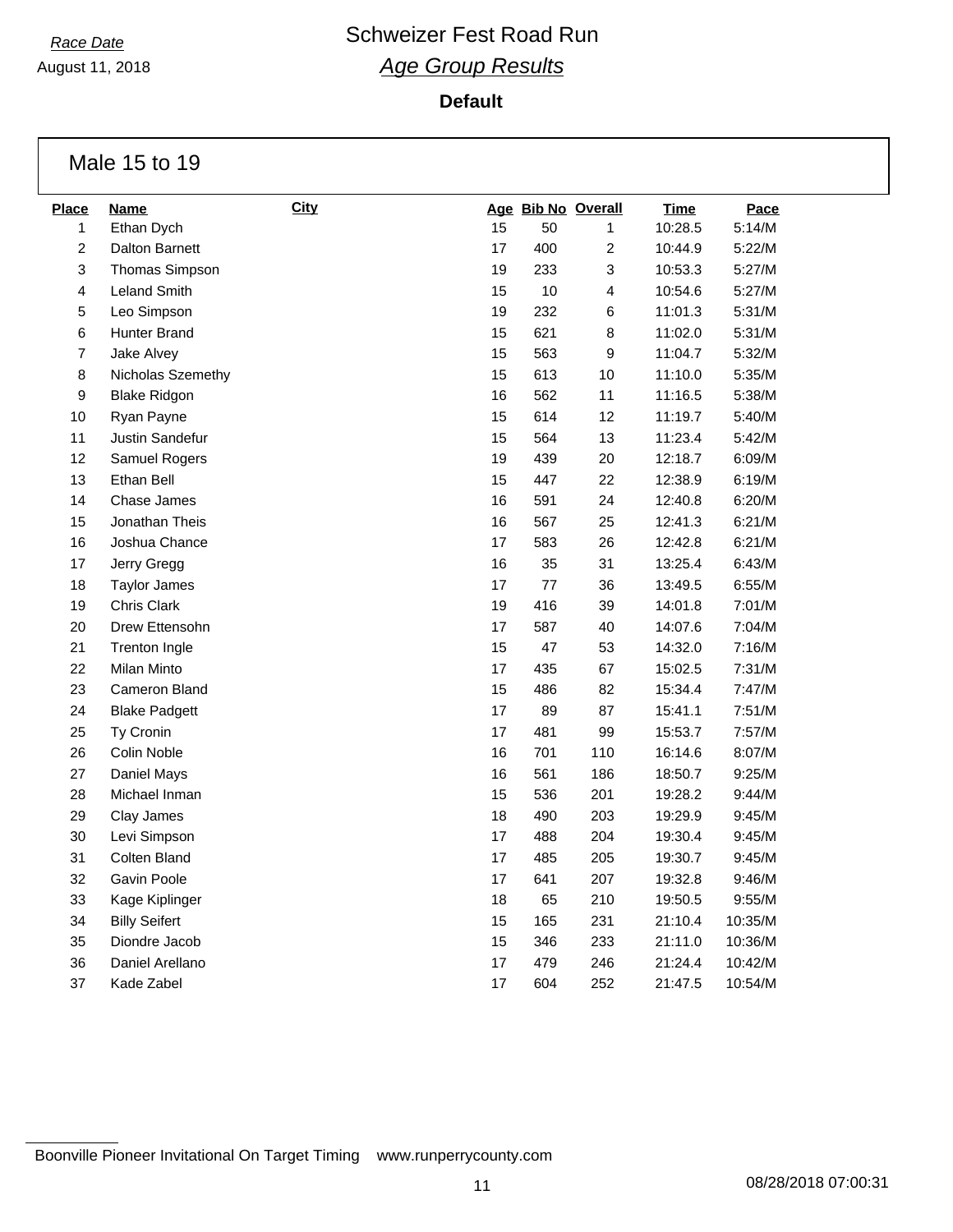*Race Date*
August 11, 2018

# Schweizer Fest Road Run
## *Age Group Results*

**Default**

### Male 15 to 19

| Place | Name | City | Age | Bib No | Overall | Time | Pace |
|---|---|---|---|---|---|---|---|
| 1 | Ethan Dych | | 15 | 50 | 1 | 10:28.5 | 5:14/M |
| 2 | Dalton Barnett | | 17 | 400 | 2 | 10:44.9 | 5:22/M |
| 3 | Thomas Simpson | | 19 | 233 | 3 | 10:53.3 | 5:27/M |
| 4 | Leland Smith | | 15 | 10 | 4 | 10:54.6 | 5:27/M |
| 5 | Leo Simpson | | 19 | 232 | 6 | 11:01.3 | 5:31/M |
| 6 | Hunter Brand | | 15 | 621 | 8 | 11:02.0 | 5:31/M |
| 7 | Jake Alvey | | 15 | 563 | 9 | 11:04.7 | 5:32/M |
| 8 | Nicholas Szemethy | | 15 | 613 | 10 | 11:10.0 | 5:35/M |
| 9 | Blake Ridgon | | 16 | 562 | 11 | 11:16.5 | 5:38/M |
| 10 | Ryan Payne | | 15 | 614 | 12 | 11:19.7 | 5:40/M |
| 11 | Justin Sandefur | | 15 | 564 | 13 | 11:23.4 | 5:42/M |
| 12 | Samuel Rogers | | 19 | 439 | 20 | 12:18.7 | 6:09/M |
| 13 | Ethan Bell | | 15 | 447 | 22 | 12:38.9 | 6:19/M |
| 14 | Chase James | | 16 | 591 | 24 | 12:40.8 | 6:20/M |
| 15 | Jonathan Theis | | 16 | 567 | 25 | 12:41.3 | 6:21/M |
| 16 | Joshua Chance | | 17 | 583 | 26 | 12:42.8 | 6:21/M |
| 17 | Jerry Gregg | | 16 | 35 | 31 | 13:25.4 | 6:43/M |
| 18 | Taylor James | | 17 | 77 | 36 | 13:49.5 | 6:55/M |
| 19 | Chris Clark | | 19 | 416 | 39 | 14:01.8 | 7:01/M |
| 20 | Drew Ettensohn | | 17 | 587 | 40 | 14:07.6 | 7:04/M |
| 21 | Trenton Ingle | | 15 | 47 | 53 | 14:32.0 | 7:16/M |
| 22 | Milan Minto | | 17 | 435 | 67 | 15:02.5 | 7:31/M |
| 23 | Cameron Bland | | 15 | 486 | 82 | 15:34.4 | 7:47/M |
| 24 | Blake Padgett | | 17 | 89 | 87 | 15:41.1 | 7:51/M |
| 25 | Ty Cronin | | 17 | 481 | 99 | 15:53.7 | 7:57/M |
| 26 | Colin Noble | | 16 | 701 | 110 | 16:14.6 | 8:07/M |
| 27 | Daniel Mays | | 16 | 561 | 186 | 18:50.7 | 9:25/M |
| 28 | Michael Inman | | 15 | 536 | 201 | 19:28.2 | 9:44/M |
| 29 | Clay James | | 18 | 490 | 203 | 19:29.9 | 9:45/M |
| 30 | Levi Simpson | | 17 | 488 | 204 | 19:30.4 | 9:45/M |
| 31 | Colten Bland | | 17 | 485 | 205 | 19:30.7 | 9:45/M |
| 32 | Gavin Poole | | 17 | 641 | 207 | 19:32.8 | 9:46/M |
| 33 | Kage Kiplinger | | 18 | 65 | 210 | 19:50.5 | 9:55/M |
| 34 | Billy Seifert | | 15 | 165 | 231 | 21:10.4 | 10:35/M |
| 35 | Diondre Jacob | | 15 | 346 | 233 | 21:11.0 | 10:36/M |
| 36 | Daniel Arellano | | 17 | 479 | 246 | 21:24.4 | 10:42/M |
| 37 | Kade Zabel | | 17 | 604 | 252 | 21:47.5 | 10:54/M |

Boonville Pioneer Invitational On Target Timing www.runperrycounty.com

08/28/2018 07:00:31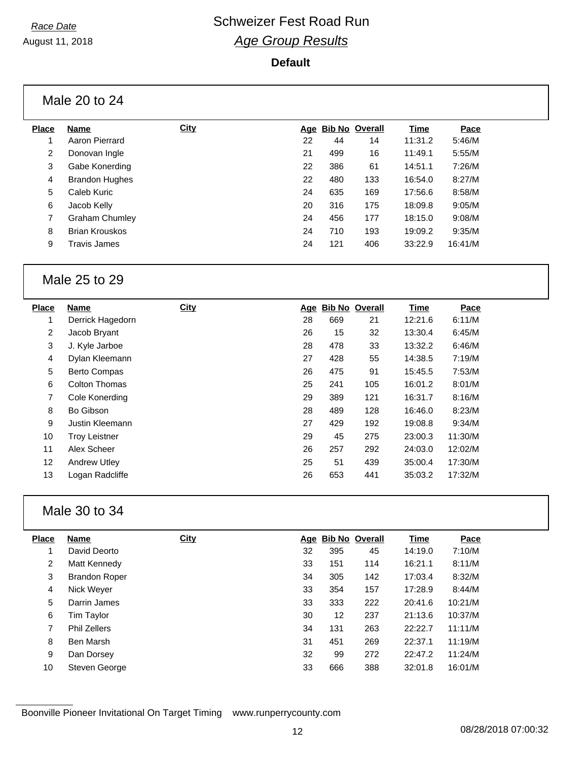Race Date

August 11, 2018

# Schweizer Fest Road Run

## *Age Group Results*

**Default**

### Male 20 to 24

| Place | Name | City | Age | Bib No | Overall | Time | Pace |
|---|---|---|---|---|---|---|---|
| 1 | Aaron Pierrard | | 22 | 44 | 14 | 11:31.2 | 5:46/M |
| 2 | Donovan Ingle | | 21 | 499 | 16 | 11:49.1 | 5:55/M |
| 3 | Gabe Konerding | | 22 | 386 | 61 | 14:51.1 | 7:26/M |
| 4 | Brandon Hughes | | 22 | 480 | 133 | 16:54.0 | 8:27/M |
| 5 | Caleb Kuric | | 24 | 635 | 169 | 17:56.6 | 8:58/M |
| 6 | Jacob Kelly | | 20 | 316 | 175 | 18:09.8 | 9:05/M |
| 7 | Graham Chumley | | 24 | 456 | 177 | 18:15.0 | 9:08/M |
| 8 | Brian Krouskos | | 24 | 710 | 193 | 19:09.2 | 9:35/M |
| 9 | Travis James | | 24 | 121 | 406 | 33:22.9 | 16:41/M |

### Male 25 to 29

| Place | Name | City | Age | Bib No | Overall | Time | Pace |
|---|---|---|---|---|---|---|---|
| 1 | Derrick Hagedorn | | 28 | 669 | 21 | 12:21.6 | 6:11/M |
| 2 | Jacob Bryant | | 26 | 15 | 32 | 13:30.4 | 6:45/M |
| 3 | J. Kyle Jarboe | | 28 | 478 | 33 | 13:32.2 | 6:46/M |
| 4 | Dylan Kleemann | | 27 | 428 | 55 | 14:38.5 | 7:19/M |
| 5 | Berto Compas | | 26 | 475 | 91 | 15:45.5 | 7:53/M |
| 6 | Colton Thomas | | 25 | 241 | 105 | 16:01.2 | 8:01/M |
| 7 | Cole Konerding | | 29 | 389 | 121 | 16:31.7 | 8:16/M |
| 8 | Bo Gibson | | 28 | 489 | 128 | 16:46.0 | 8:23/M |
| 9 | Justin Kleemann | | 27 | 429 | 192 | 19:08.8 | 9:34/M |
| 10 | Troy Leistner | | 29 | 45 | 275 | 23:00.3 | 11:30/M |
| 11 | Alex Scheer | | 26 | 257 | 292 | 24:03.0 | 12:02/M |
| 12 | Andrew Utley | | 25 | 51 | 439 | 35:00.4 | 17:30/M |
| 13 | Logan Radcliffe | | 26 | 653 | 441 | 35:03.2 | 17:32/M |

### Male 30 to 34

| Place | Name | City | Age | Bib No | Overall | Time | Pace |
|---|---|---|---|---|---|---|---|
| 1 | David Deorto | | 32 | 395 | 45 | 14:19.0 | 7:10/M |
| 2 | Matt Kennedy | | 33 | 151 | 114 | 16:21.1 | 8:11/M |
| 3 | Brandon Roper | | 34 | 305 | 142 | 17:03.4 | 8:32/M |
| 4 | Nick Weyer | | 33 | 354 | 157 | 17:28.9 | 8:44/M |
| 5 | Darrin James | | 33 | 333 | 222 | 20:41.6 | 10:21/M |
| 6 | Tim Taylor | | 30 | 12 | 237 | 21:13.6 | 10:37/M |
| 7 | Phil Zellers | | 34 | 131 | 263 | 22:22.7 | 11:11/M |
| 8 | Ben Marsh | | 31 | 451 | 269 | 22:37.1 | 11:19/M |
| 9 | Dan Dorsey | | 32 | 99 | 272 | 22:47.2 | 11:24/M |
| 10 | Steven George | | 33 | 666 | 388 | 32:01.8 | 16:01/M |

Boonville Pioneer Invitational On Target Timing www.runperrycounty.com

08/28/2018 07:00:32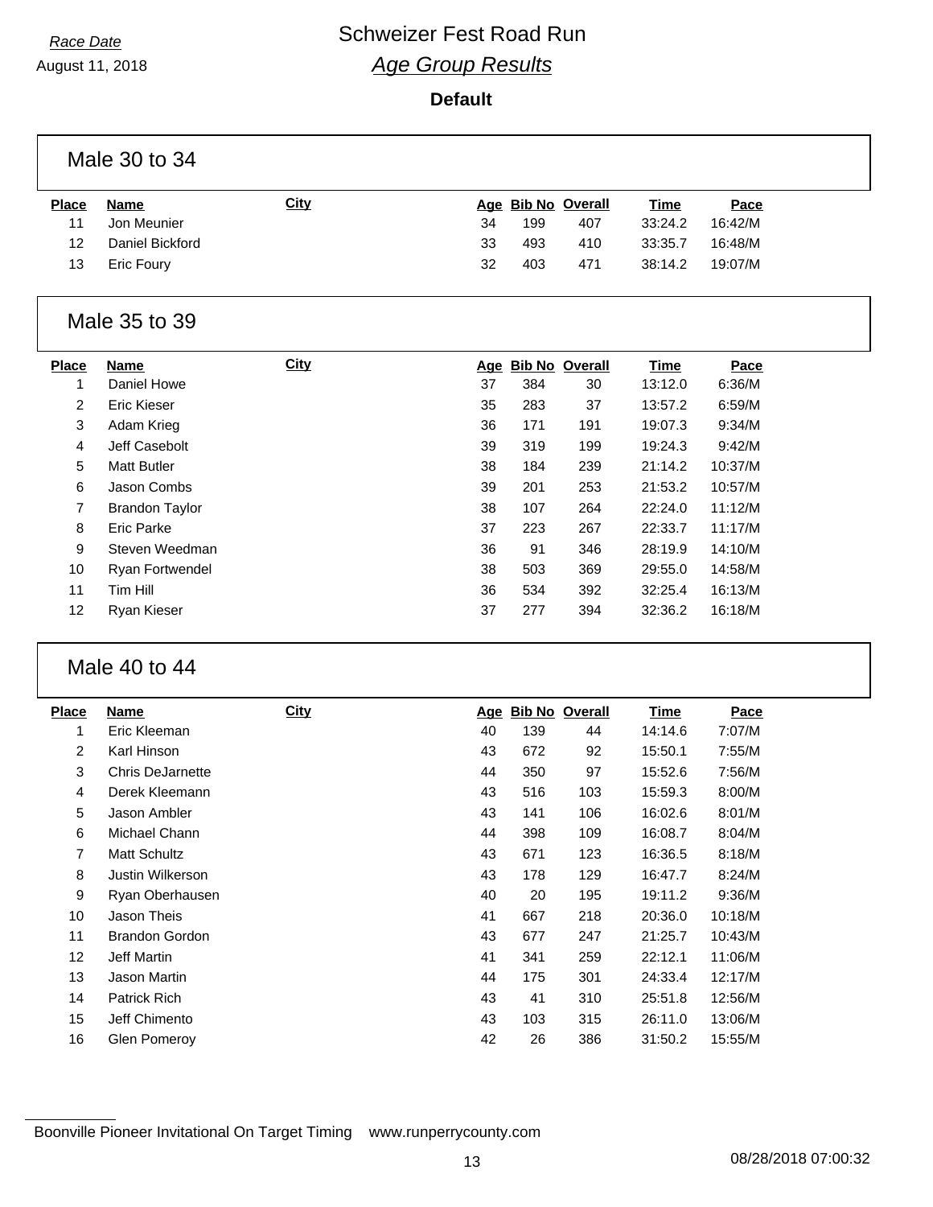*Race Date*

August 11, 2018

# Schweizer Fest Road Run

## *Age Group Results*

**Default**

### Male 30 to 34

| Place | Name | City | Age | Bib No | Overall | Time | Pace |
|---|---|---|---|---|---|---|---|
| 11 | Jon Meunier | | 34 | 199 | 407 | 33:24.2 | 16:42/M |
| 12 | Daniel Bickford | | 33 | 493 | 410 | 33:35.7 | 16:48/M |
| 13 | Eric Foury | | 32 | 403 | 471 | 38:14.2 | 19:07/M |

### Male 35 to 39

| Place | Name | City | Age | Bib No | Overall | Time | Pace |
|---|---|---|---|---|---|---|---|
| 1 | Daniel Howe | | 37 | 384 | 30 | 13:12.0 | 6:36/M |
| 2 | Eric Kieser | | 35 | 283 | 37 | 13:57.2 | 6:59/M |
| 3 | Adam Krieg | | 36 | 171 | 191 | 19:07.3 | 9:34/M |
| 4 | Jeff Casebolt | | 39 | 319 | 199 | 19:24.3 | 9:42/M |
| 5 | Matt Butler | | 38 | 184 | 239 | 21:14.2 | 10:37/M |
| 6 | Jason Combs | | 39 | 201 | 253 | 21:53.2 | 10:57/M |
| 7 | Brandon Taylor | | 38 | 107 | 264 | 22:24.0 | 11:12/M |
| 8 | Eric Parke | | 37 | 223 | 267 | 22:33.7 | 11:17/M |
| 9 | Steven Weedman | | 36 | 91 | 346 | 28:19.9 | 14:10/M |
| 10 | Ryan Fortwendel | | 38 | 503 | 369 | 29:55.0 | 14:58/M |
| 11 | Tim Hill | | 36 | 534 | 392 | 32:25.4 | 16:13/M |
| 12 | Ryan Kieser | | 37 | 277 | 394 | 32:36.2 | 16:18/M |

### Male 40 to 44

| Place | Name | City | Age | Bib No | Overall | Time | Pace |
|---|---|---|---|---|---|---|---|
| 1 | Eric Kleeman | | 40 | 139 | 44 | 14:14.6 | 7:07/M |
| 2 | Karl Hinson | | 43 | 672 | 92 | 15:50.1 | 7:55/M |
| 3 | Chris DeJarnette | | 44 | 350 | 97 | 15:52.6 | 7:56/M |
| 4 | Derek Kleemann | | 43 | 516 | 103 | 15:59.3 | 8:00/M |
| 5 | Jason Ambler | | 43 | 141 | 106 | 16:02.6 | 8:01/M |
| 6 | Michael Chann | | 44 | 398 | 109 | 16:08.7 | 8:04/M |
| 7 | Matt Schultz | | 43 | 671 | 123 | 16:36.5 | 8:18/M |
| 8 | Justin Wilkerson | | 43 | 178 | 129 | 16:47.7 | 8:24/M |
| 9 | Ryan Oberhausen | | 40 | 20 | 195 | 19:11.2 | 9:36/M |
| 10 | Jason Theis | | 41 | 667 | 218 | 20:36.0 | 10:18/M |
| 11 | Brandon Gordon | | 43 | 677 | 247 | 21:25.7 | 10:43/M |
| 12 | Jeff Martin | | 41 | 341 | 259 | 22:12.1 | 11:06/M |
| 13 | Jason Martin | | 44 | 175 | 301 | 24:33.4 | 12:17/M |
| 14 | Patrick Rich | | 43 | 41 | 310 | 25:51.8 | 12:56/M |
| 15 | Jeff Chimento | | 43 | 103 | 315 | 26:11.0 | 13:06/M |
| 16 | Glen Pomeroy | | 42 | 26 | 386 | 31:50.2 | 15:55/M |

Boonville Pioneer Invitational On Target Timing www.runperrycounty.com

08/28/2018 07:00:32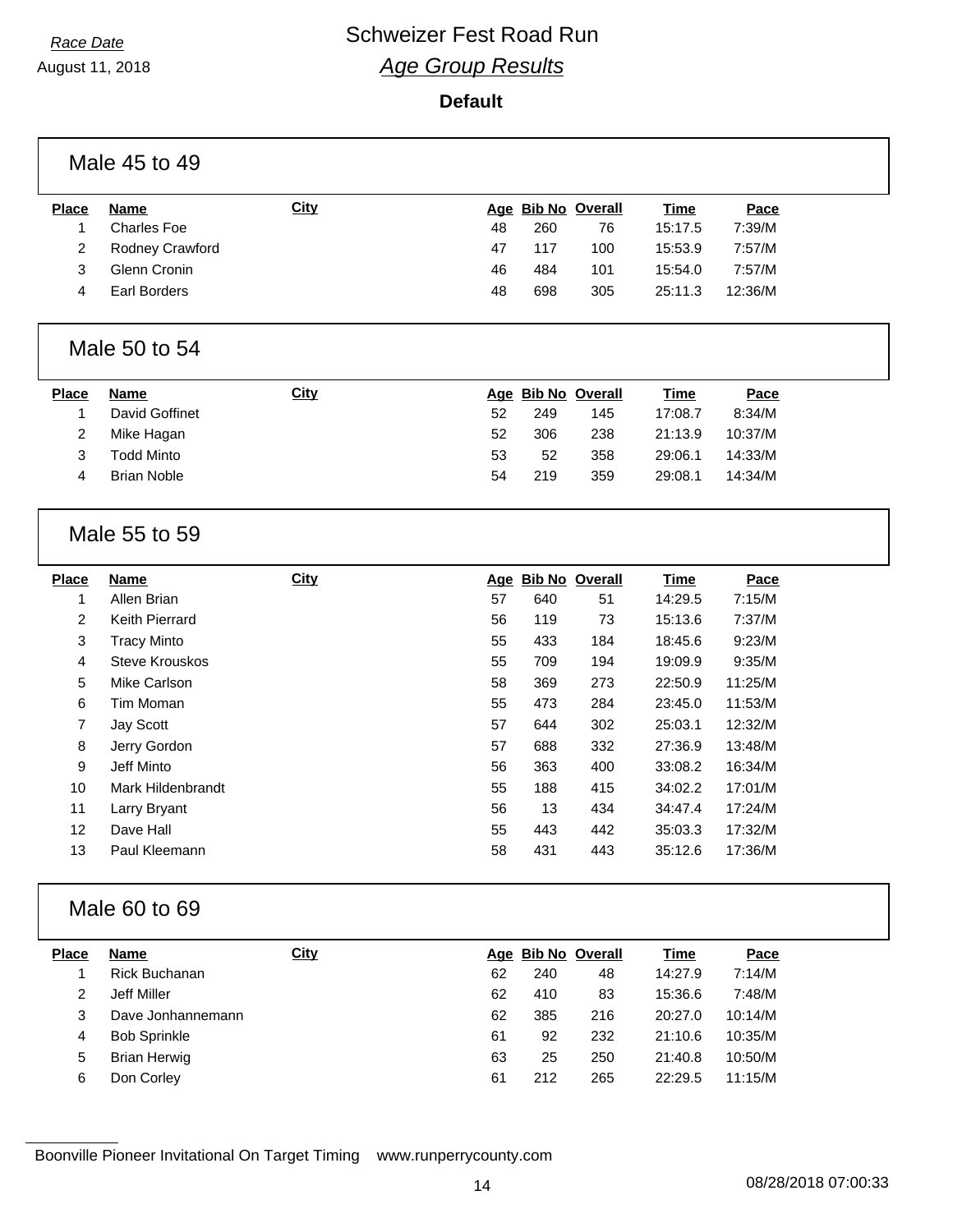*Race Date*

August 11, 2018

# Schweizer Fest Road Run

## *Age Group Results*

**Default**

### Male 45 to 49

| Place | Name | City | Age | Bib No | Overall | Time | Pace |
|---|---|---|---|---|---|---|---|
| 1 | Charles Foe | | 48 | 260 | 76 | 15:17.5 | 7:39/M |
| 2 | Rodney Crawford | | 47 | 117 | 100 | 15:53.9 | 7:57/M |
| 3 | Glenn Cronin | | 46 | 484 | 101 | 15:54.0 | 7:57/M |
| 4 | Earl Borders | | 48 | 698 | 305 | 25:11.3 | 12:36/M |

### Male 50 to 54

| Place | Name | City | Age | Bib No | Overall | Time | Pace |
|---|---|---|---|---|---|---|---|
| 1 | David Goffinet | | 52 | 249 | 145 | 17:08.7 | 8:34/M |
| 2 | Mike Hagan | | 52 | 306 | 238 | 21:13.9 | 10:37/M |
| 3 | Todd Minto | | 53 | 52 | 358 | 29:06.1 | 14:33/M |
| 4 | Brian Noble | | 54 | 219 | 359 | 29:08.1 | 14:34/M |

### Male 55 to 59

| Place | Name | City | Age | Bib No | Overall | Time | Pace |
|---|---|---|---|---|---|---|---|
| 1 | Allen Brian | | 57 | 640 | 51 | 14:29.5 | 7:15/M |
| 2 | Keith Pierrard | | 56 | 119 | 73 | 15:13.6 | 7:37/M |
| 3 | Tracy Minto | | 55 | 433 | 184 | 18:45.6 | 9:23/M |
| 4 | Steve Krouskos | | 55 | 709 | 194 | 19:09.9 | 9:35/M |
| 5 | Mike Carlson | | 58 | 369 | 273 | 22:50.9 | 11:25/M |
| 6 | Tim Moman | | 55 | 473 | 284 | 23:45.0 | 11:53/M |
| 7 | Jay Scott | | 57 | 644 | 302 | 25:03.1 | 12:32/M |
| 8 | Jerry Gordon | | 57 | 688 | 332 | 27:36.9 | 13:48/M |
| 9 | Jeff Minto | | 56 | 363 | 400 | 33:08.2 | 16:34/M |
| 10 | Mark Hildenbrandt | | 55 | 188 | 415 | 34:02.2 | 17:01/M |
| 11 | Larry Bryant | | 56 | 13 | 434 | 34:47.4 | 17:24/M |
| 12 | Dave Hall | | 55 | 443 | 442 | 35:03.3 | 17:32/M |
| 13 | Paul Kleemann | | 58 | 431 | 443 | 35:12.6 | 17:36/M |

### Male 60 to 69

| Place | Name | City | Age | Bib No | Overall | Time | Pace |
|---|---|---|---|---|---|---|---|
| 1 | Rick Buchanan | | 62 | 240 | 48 | 14:27.9 | 7:14/M |
| 2 | Jeff Miller | | 62 | 410 | 83 | 15:36.6 | 7:48/M |
| 3 | Dave Jonhannemann | | 62 | 385 | 216 | 20:27.0 | 10:14/M |
| 4 | Bob Sprinkle | | 61 | 92 | 232 | 21:10.6 | 10:35/M |
| 5 | Brian Herwig | | 63 | 25 | 250 | 21:40.8 | 10:50/M |
| 6 | Don Corley | | 61 | 212 | 265 | 22:29.5 | 11:15/M |

Boonville Pioneer Invitational On Target Timing www.runperrycounty.com

08/28/2018 07:00:33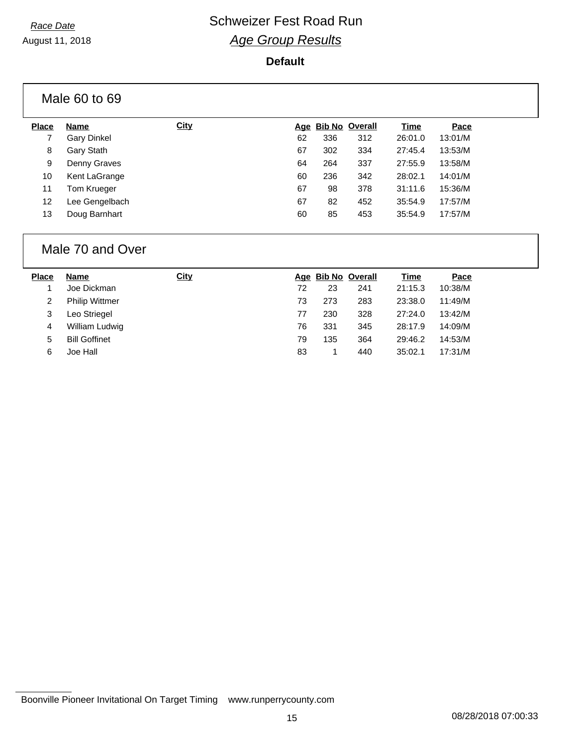Race Date

August 11, 2018

# Schweizer Fest Road Run

## *Age Group Results*

**Default**

### Male 60 to 69

| Place | Name | City | Age | Bib No | Overall | Time | Pace |
|---|---|---|---|---|---|---|---|
| 7 | Gary Dinkel | | 62 | 336 | 312 | 26:01.0 | 13:01/M |
| 8 | Gary Stath | | 67 | 302 | 334 | 27:45.4 | 13:53/M |
| 9 | Denny Graves | | 64 | 264 | 337 | 27:55.9 | 13:58/M |
| 10 | Kent LaGrange | | 60 | 236 | 342 | 28:02.1 | 14:01/M |
| 11 | Tom Krueger | | 67 | 98 | 378 | 31:11.6 | 15:36/M |
| 12 | Lee Gengelbach | | 67 | 82 | 452 | 35:54.9 | 17:57/M |
| 13 | Doug Barnhart | | 60 | 85 | 453 | 35:54.9 | 17:57/M |

### Male 70 and Over

| Place | Name | City | Age | Bib No | Overall | Time | Pace |
|---|---|---|---|---|---|---|---|
| 1 | Joe Dickman | | 72 | 23 | 241 | 21:15.3 | 10:38/M |
| 2 | Philip Wittmer | | 73 | 273 | 283 | 23:38.0 | 11:49/M |
| 3 | Leo Striegel | | 77 | 230 | 328 | 27:24.0 | 13:42/M |
| 4 | William Ludwig | | 76 | 331 | 345 | 28:17.9 | 14:09/M |
| 5 | Bill Goffinet | | 79 | 135 | 364 | 29:46.2 | 14:53/M |
| 6 | Joe Hall | | 83 | 1 | 440 | 35:02.1 | 17:31/M |

Boonville Pioneer Invitational On Target Timing www.runperrycounty.com

08/28/2018 07:00:33